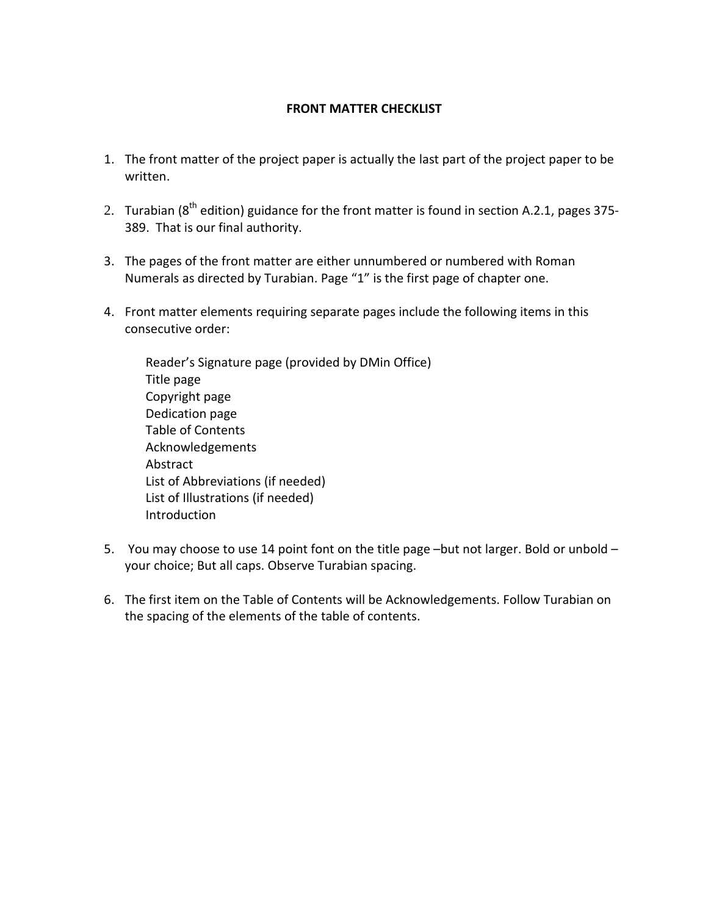# FRONT MATTER CHECKLIST

1. The front matter of the project paper is actually the last part of the project paper to be written.

2. Turabian (8th edition) guidance for the front matter is found in section A.2.1, pages 375-389. That is our final authority.

3. The pages of the front matter are either unnumbered or numbered with Roman Numerals as directed by Turabian. Page "1" is the first page of chapter one.

4. Front matter elements requiring separate pages include the following items in this consecutive order:

   Reader's Signature page (provided by DMin Office)
   Title page
   Copyright page
   Dedication page
   Table of Contents
   Acknowledgements
   Abstract
   List of Abbreviations (if needed)
   List of Illustrations (if needed)
   Introduction

5. You may choose to use 14 point font on the title page –but not larger. Bold or unbold – your choice; But all caps. Observe Turabian spacing.

6. The first item on the Table of Contents will be Acknowledgements. Follow Turabian on the spacing of the elements of the table of contents.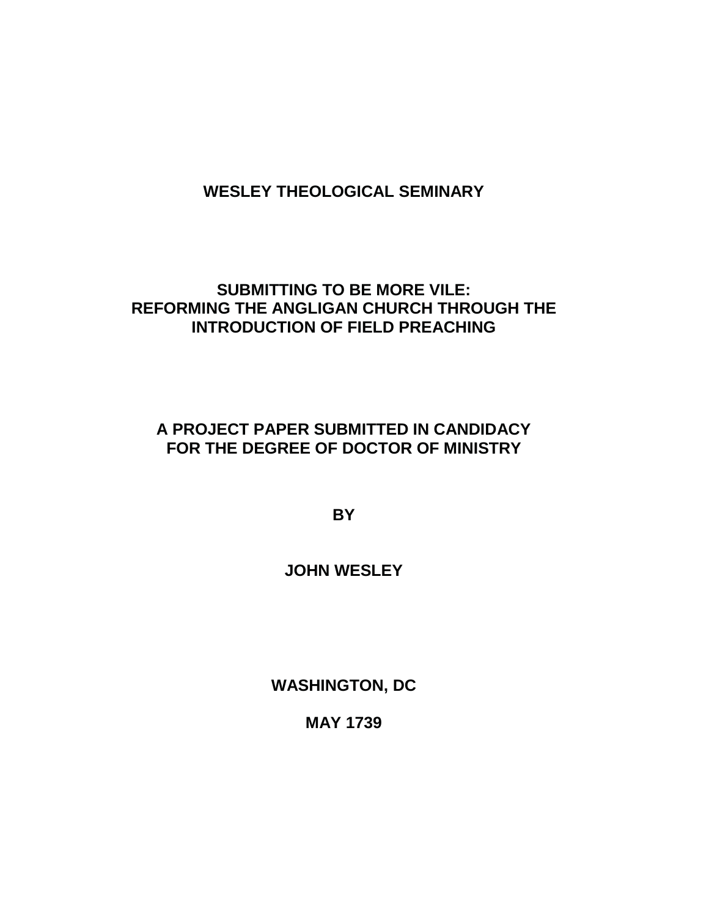**WESLEY THEOLOGICAL SEMINARY**

**SUBMITTING TO BE MORE VILE:**
**REFORMING THE ANGLIGAN CHURCH THROUGH THE INTRODUCTION OF FIELD PREACHING**

**A PROJECT PAPER SUBMITTED IN CANDIDACY FOR THE DEGREE OF DOCTOR OF MINISTRY**

**BY**

**JOHN WESLEY**

**WASHINGTON, DC**

**MAY 1739**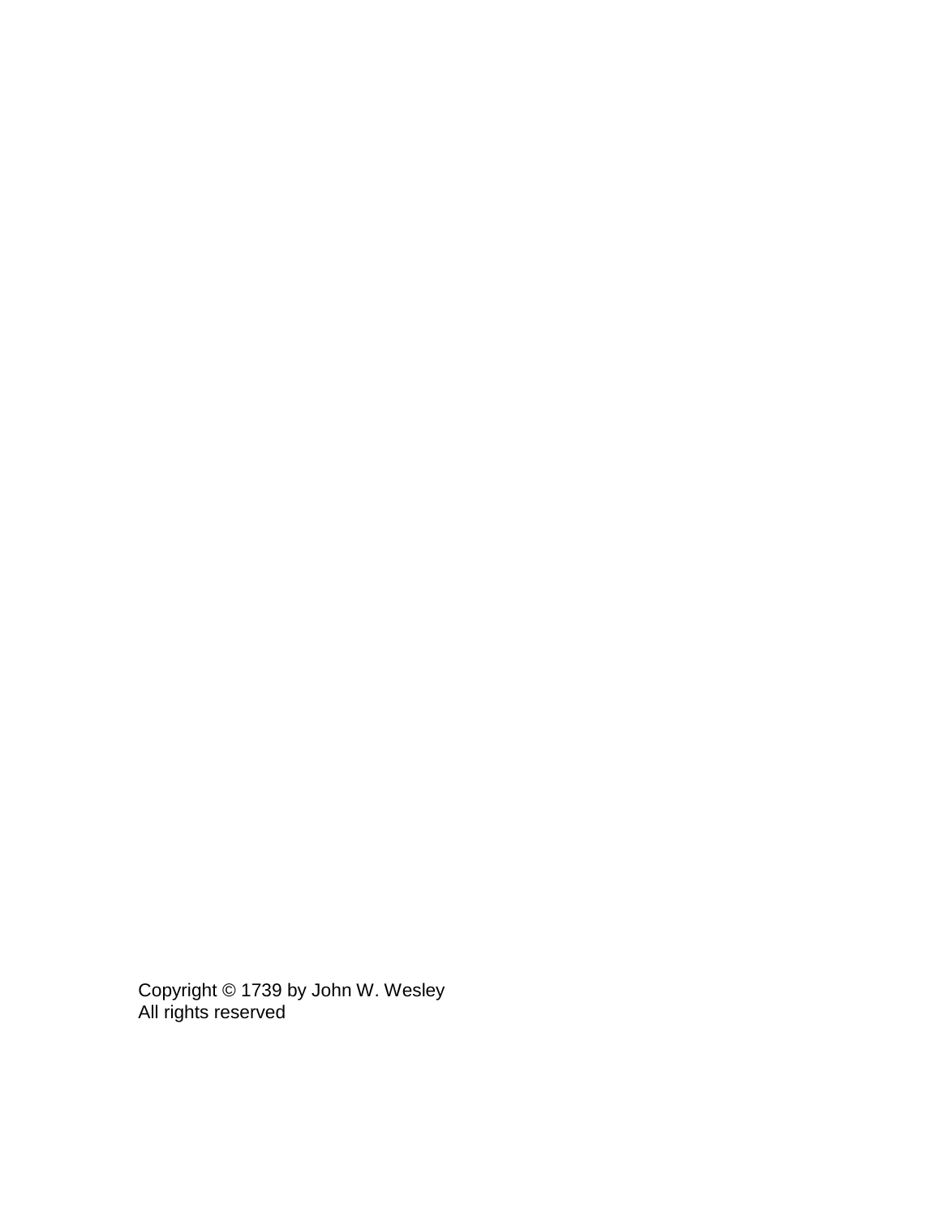Copyright © 1739 by John W. Wesley
All rights reserved